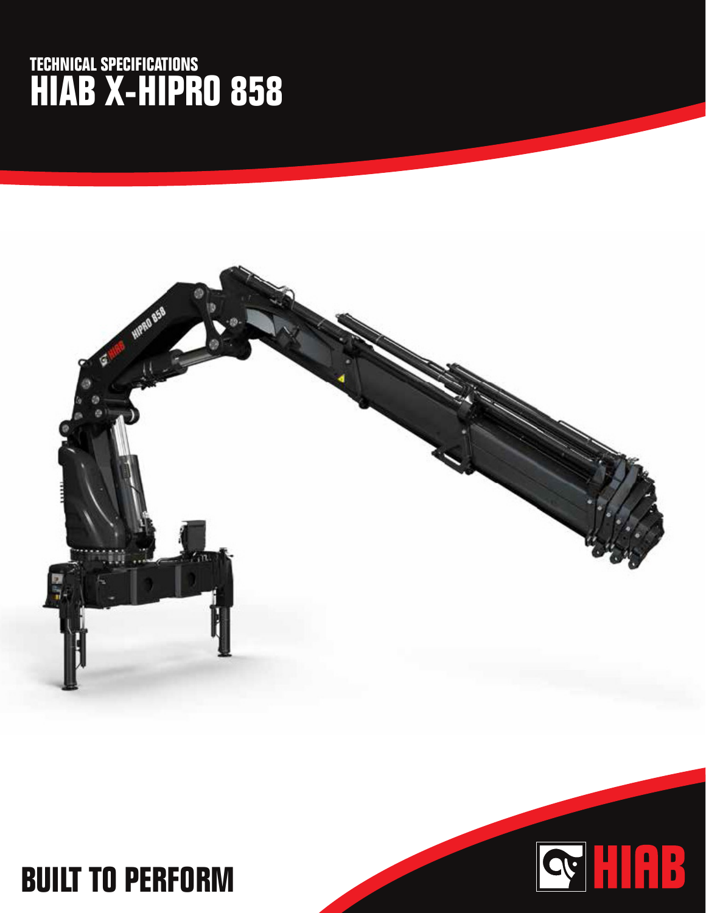# TECHNICAL SPECIFICATIONS
# HIAB X-HIPRO 858

BUILT TO PERFORM

HIAB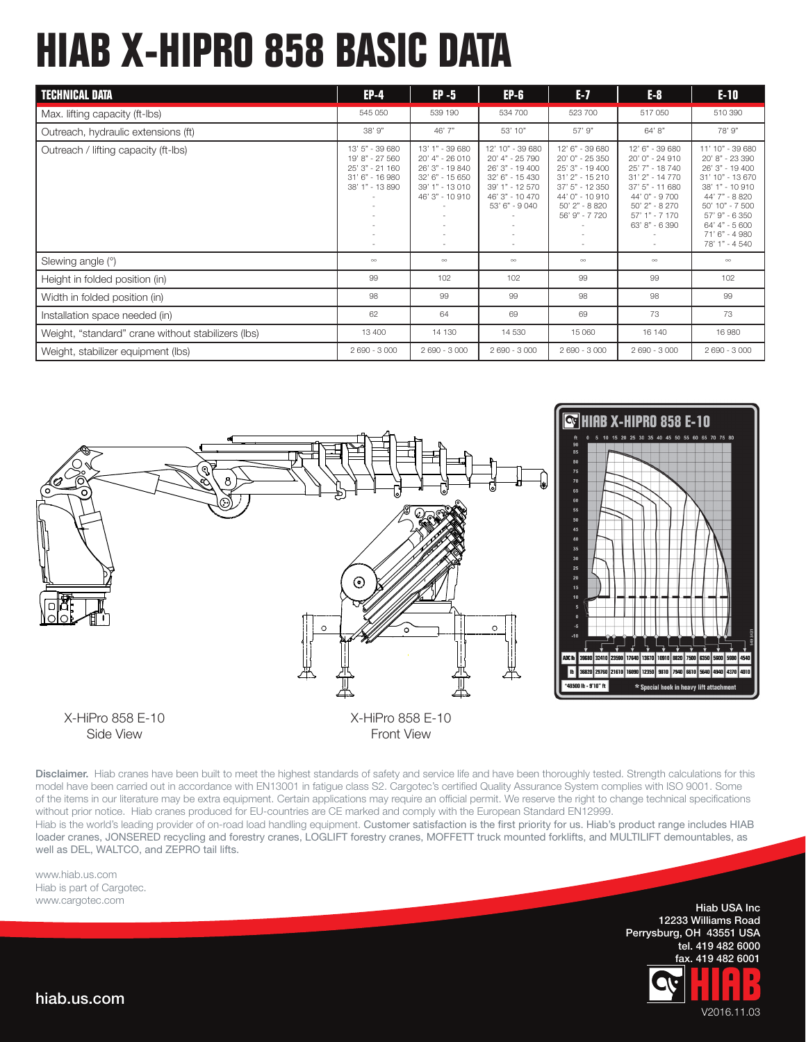# HIAB X-HIPRO 858 BASIC DATA

| TECHNICAL DATA | EP-4 | EP -5 | EP-6 | E-7 | E-8 | E-10 |
|---|---|---|---|---|---|---|
| Max. lifting capacity (ft-lbs) | 545 050 | 539 190 | 534 700 | 523 700 | 517 050 | 510 390 |
| Outreach, hydraulic extensions (ft) | 38' 9" | 46' 7" | 53' 10" | 57' 9" | 64' 8" | 78' 9" |
| Outreach / lifting capacity (ft-lbs) | 13' 5" - 39 680<br>19' 8" - 27 560<br>25' 3" - 21 160<br>31' 6" - 16 980<br>38' 1" - 13 890<br>-<br>-<br>-<br>-<br>- | 13' 1" - 39 680<br>20' 4" - 26 010<br>26' 3" - 19 840<br>32' 6" - 15 650<br>39' 1" - 13 010<br>46' 3" - 10 910<br>-<br>-<br>-<br>- | 12' 10" - 39 680<br>20' 4" - 25 790<br>26' 3" - 19 400<br>32' 6" - 15 430<br>39' 1" - 12 570<br>46' 3" - 10 470<br>53' 6" - 9 040<br>-<br>-<br>- | 12' 6" - 39 680<br>20' 0" - 25 350<br>25' 3" - 19 400<br>31' 2" - 15 210<br>37' 5" - 12 350<br>44' 0" - 10 910<br>50' 2" - 8 820<br>56' 9" - 7 720<br>-<br>- | 12' 6" - 39 680<br>20' 0" - 24 910<br>25' 7" - 18 740<br>31' 2" - 14 770<br>37' 5" - 11 680<br>44' 0" - 9 700<br>50' 2" - 8 270<br>57' 1" - 7 170<br>63' 8" - 6 390<br>- | 11' 10" - 39 680<br>20' 8" - 23 390<br>26' 3" - 19 400<br>31' 10" - 13 670<br>38' 1" - 10 910<br>44' 7" - 8 820<br>50' 10" - 7 500<br>57' 9" - 6 350<br>64' 4" - 5 600<br>71' 6" - 4 980<br>78' 1" - 4 540 |
| Slewing angle (°) | ∞ | ∞ | ∞ | ∞ | ∞ | ∞ |
| Height in folded position (in) | 99 | 102 | 102 | 99 | 99 | 102 |
| Width in folded position (in) | 98 | 99 | 99 | 98 | 98 | 99 |
| Installation space needed (in) | 62 | 64 | 69 | 69 | 73 | 73 |
| Weight, "standard" crane without stabilizers (lbs) | 13 400 | 14 130 | 14 530 | 15 060 | 16 140 | 16 980 |
| Weight, stabilizer equipment (lbs) | 2 690 - 3 000 | 2 690 - 3 000 | 2 690 - 3 000 | 2 690 - 3 000 | 2 690 - 3 000 | 2 690 - 3 000 |

HIAB X-HIPRO 858 E-10

ft 0 5 10 15 20 25 30 35 40 45 50 55 60 65 70 75 80

ADC lb 39680 32410 23590 17640 13670 10910 8820 7500 6350 5600 5080 4540

lb 36820 29760 21610 16090 12350 9810 7940 6610 5640 4940 4370 4010

*40500 lb - 9'10" ft

* Special hook in heavy lift attachment

X-HiPro 858 E-10
Side View

X-HiPro 858 E-10
Front View

**Disclaimer.** Hiab cranes have been built to meet the highest standards of safety and service life and have been thoroughly tested. Strength calculations for this model have been carried out in accordance with EN13001 in fatigue class S2. Cargotec's certified Quality Assurance System complies with ISO 9001. Some of the items in our literature may be extra equipment. Certain applications may require an official permit. We reserve the right to change technical specifications without prior notice. Hiab cranes produced for EU-countries are CE marked and comply with the European Standard EN12999.
Hiab is the world's leading provider of on-road load handling equipment. Customer satisfaction is the first priority for us. Hiab's product range includes HIAB loader cranes, JONSERED recycling and forestry cranes, LOGLIFT forestry cranes, MOFFETT truck mounted forklifts, and MULTILIFT demountables, as well as DEL, WALTCO, and ZEPRO tail lifts.

www.hiab.us.com
Hiab is part of Cargotec.
www.cargotec.com

Hiab USA Inc
12233 Williams Road
Perrysburg, OH 43551 USA
tel. 419 482 6000
fax. 419 482 6001

hiab.us.com

V2016.11.03